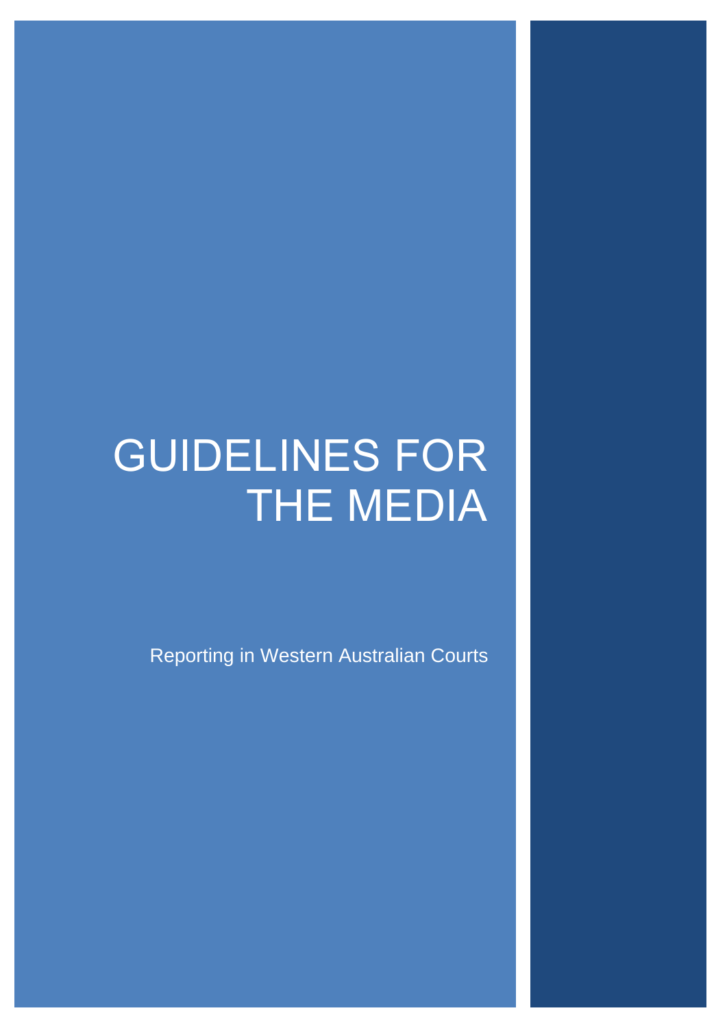# GUIDELINES FOR THE MEDIA

Reporting in Western Australian Courts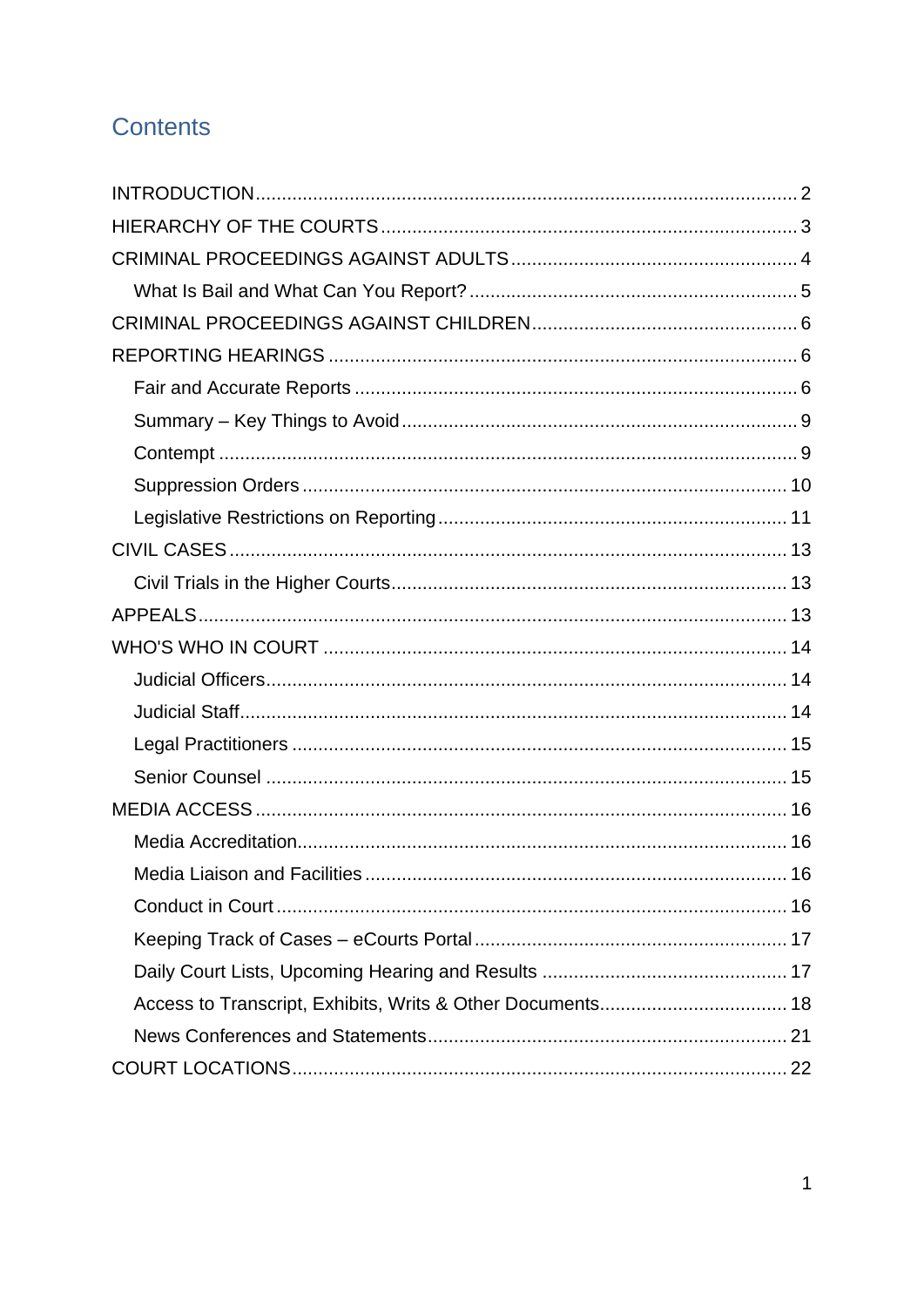# Contents

- INTRODUCTION .......... 2
- HIERARCHY OF THE COURTS .......... 3
- CRIMINAL PROCEEDINGS AGAINST ADULTS .......... 4
  - What Is Bail and What Can You Report? .......... 5
- CRIMINAL PROCEEDINGS AGAINST CHILDREN .......... 6
- REPORTING HEARINGS .......... 6
  - Fair and Accurate Reports .......... 6
  - Summary – Key Things to Avoid .......... 9
  - Contempt .......... 9
  - Suppression Orders .......... 10
  - Legislative Restrictions on Reporting .......... 11
- CIVIL CASES .......... 13
  - Civil Trials in the Higher Courts .......... 13
- APPEALS .......... 13
- WHO'S WHO IN COURT .......... 14
  - Judicial Officers .......... 14
  - Judicial Staff .......... 14
  - Legal Practitioners .......... 15
  - Senior Counsel .......... 15
- MEDIA ACCESS .......... 16
  - Media Accreditation .......... 16
  - Media Liaison and Facilities .......... 16
  - Conduct in Court .......... 16
  - Keeping Track of Cases – eCourts Portal .......... 17
  - Daily Court Lists, Upcoming Hearing and Results .......... 17
  - Access to Transcript, Exhibits, Writs & Other Documents .......... 18
  - News Conferences and Statements .......... 21
- COURT LOCATIONS .......... 22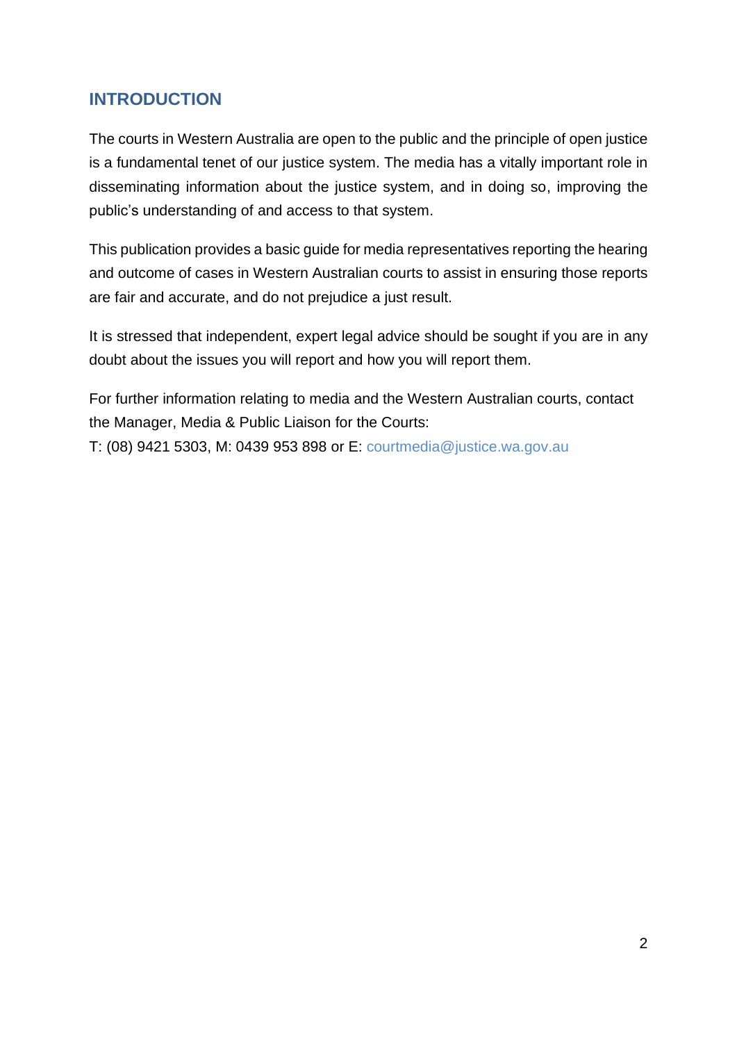## INTRODUCTION

The courts in Western Australia are open to the public and the principle of open justice is a fundamental tenet of our justice system. The media has a vitally important role in disseminating information about the justice system, and in doing so, improving the public's understanding of and access to that system.

This publication provides a basic guide for media representatives reporting the hearing and outcome of cases in Western Australian courts to assist in ensuring those reports are fair and accurate, and do not prejudice a just result.

It is stressed that independent, expert legal advice should be sought if you are in any doubt about the issues you will report and how you will report them.

For further information relating to media and the Western Australian courts, contact the Manager, Media & Public Liaison for the Courts:
T: (08) 9421 5303, M: 0439 953 898 or E: courtmedia@justice.wa.gov.au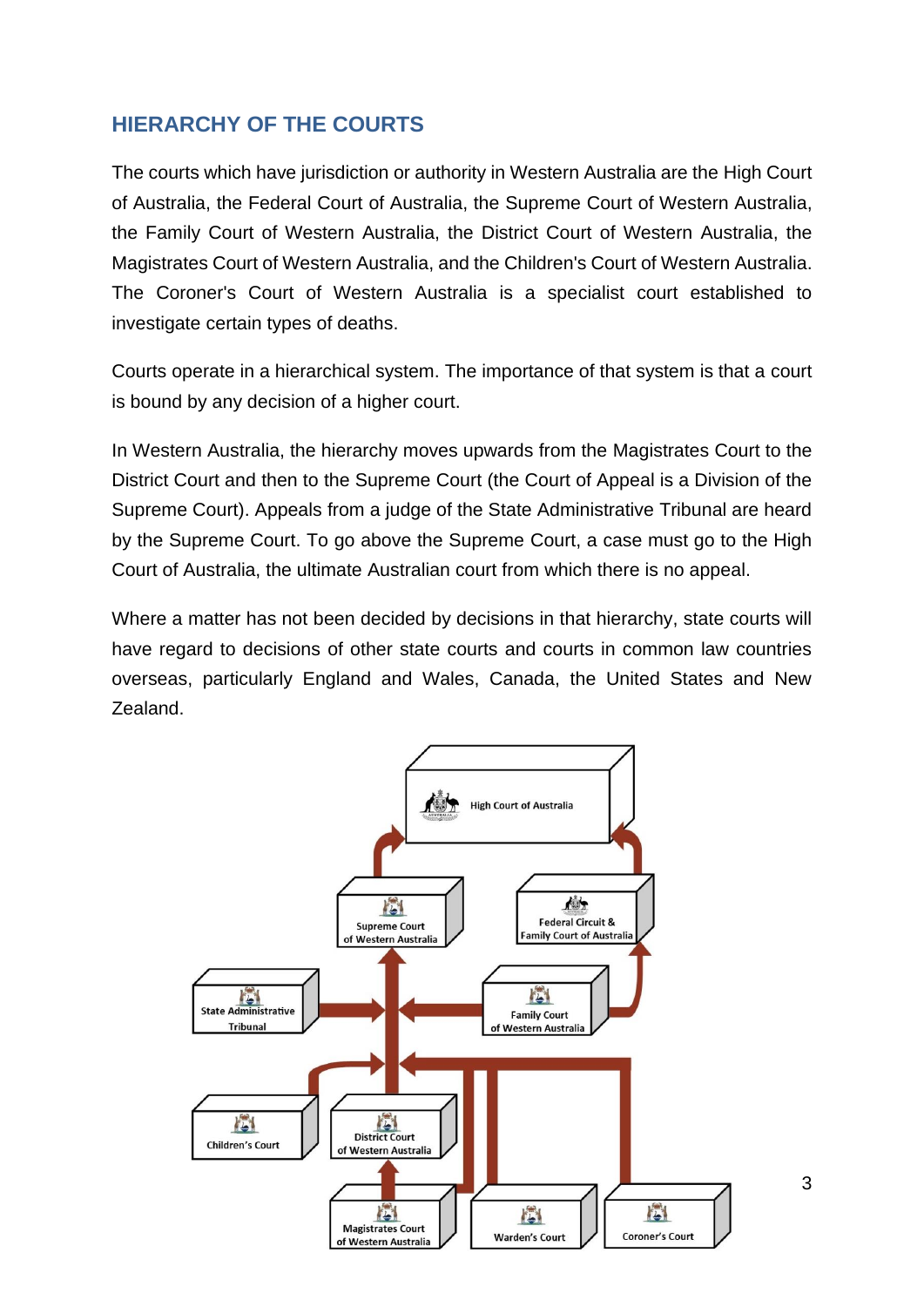## HIERARCHY OF THE COURTS

The courts which have jurisdiction or authority in Western Australia are the High Court of Australia, the Federal Court of Australia, the Supreme Court of Western Australia, the Family Court of Western Australia, the District Court of Western Australia, the Magistrates Court of Western Australia, and the Children's Court of Western Australia. The Coroner's Court of Western Australia is a specialist court established to investigate certain types of deaths.

Courts operate in a hierarchical system. The importance of that system is that a court is bound by any decision of a higher court.

In Western Australia, the hierarchy moves upwards from the Magistrates Court to the District Court and then to the Supreme Court (the Court of Appeal is a Division of the Supreme Court). Appeals from a judge of the State Administrative Tribunal are heard by the Supreme Court. To go above the Supreme Court, a case must go to the High Court of Australia, the ultimate Australian court from which there is no appeal.

Where a matter has not been decided by decisions in that hierarchy, state courts will have regard to decisions of other state courts and courts in common law countries overseas, particularly England and Wales, Canada, the United States and New Zealand.

High Court of Australia

Supreme Court of Western Australia

Federal Circuit & Family Court of Australia

State Administrative Tribunal

Family Court of Western Australia

Children's Court

District Court of Western Australia

Magistrates Court of Western Australia

Warden's Court

Coroner's Court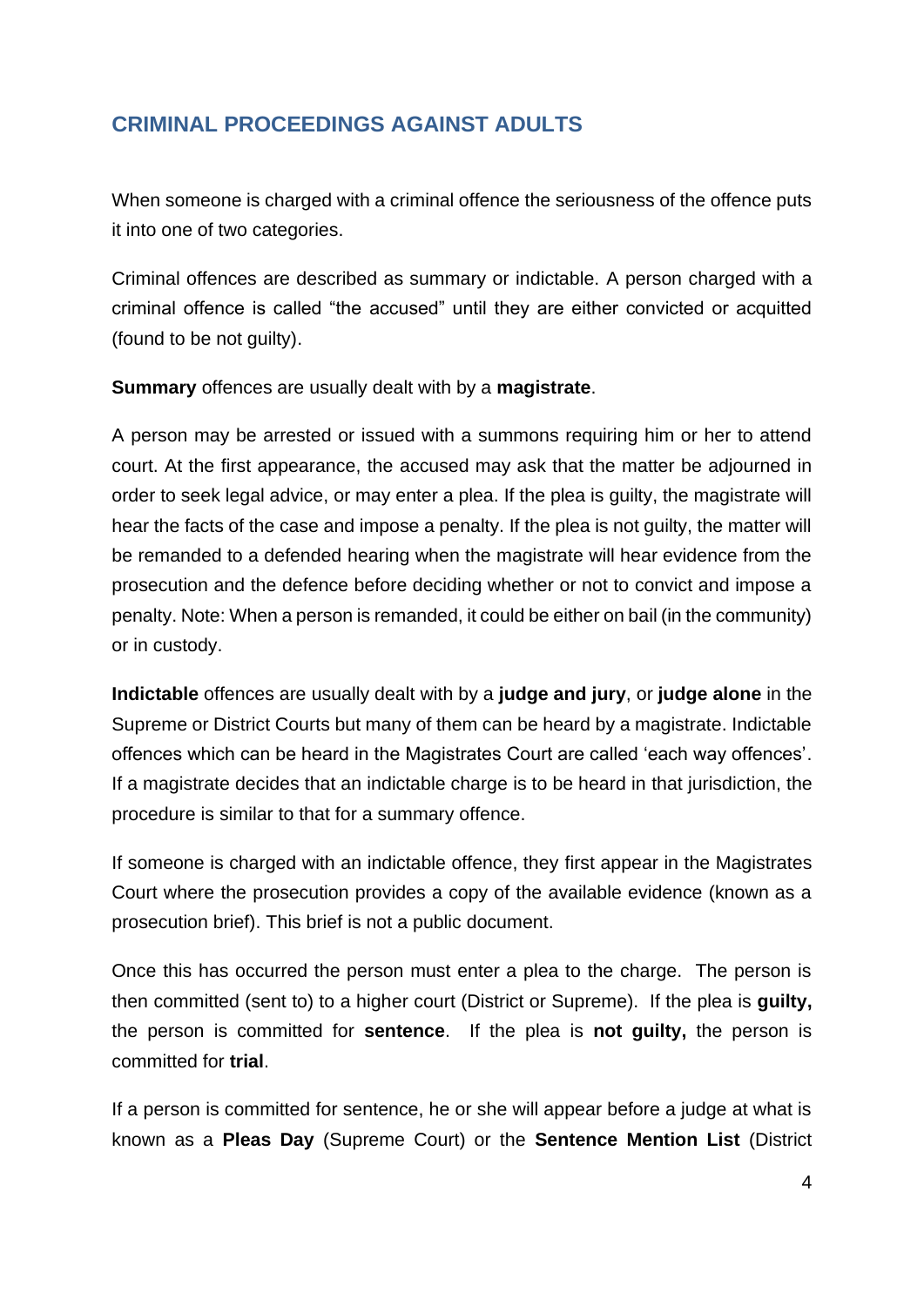## CRIMINAL PROCEEDINGS AGAINST ADULTS

When someone is charged with a criminal offence the seriousness of the offence puts it into one of two categories.

Criminal offences are described as summary or indictable. A person charged with a criminal offence is called “the accused” until they are either convicted or acquitted (found to be not guilty).

**Summary** offences are usually dealt with by a **magistrate**.

A person may be arrested or issued with a summons requiring him or her to attend court. At the first appearance, the accused may ask that the matter be adjourned in order to seek legal advice, or may enter a plea. If the plea is guilty, the magistrate will hear the facts of the case and impose a penalty. If the plea is not guilty, the matter will be remanded to a defended hearing when the magistrate will hear evidence from the prosecution and the defence before deciding whether or not to convict and impose a penalty. Note: When a person is remanded, it could be either on bail (in the community) or in custody.

**Indictable** offences are usually dealt with by a **judge and jury**, or **judge alone** in the Supreme or District Courts but many of them can be heard by a magistrate. Indictable offences which can be heard in the Magistrates Court are called ‘each way offences’. If a magistrate decides that an indictable charge is to be heard in that jurisdiction, the procedure is similar to that for a summary offence.

If someone is charged with an indictable offence, they first appear in the Magistrates Court where the prosecution provides a copy of the available evidence (known as a prosecution brief). This brief is not a public document.

Once this has occurred the person must enter a plea to the charge. The person is then committed (sent to) to a higher court (District or Supreme). If the plea is **guilty,** the person is committed for **sentence**. If the plea is **not guilty,** the person is committed for **trial**.

If a person is committed for sentence, he or she will appear before a judge at what is known as a **Pleas Day** (Supreme Court) or the **Sentence Mention List** (District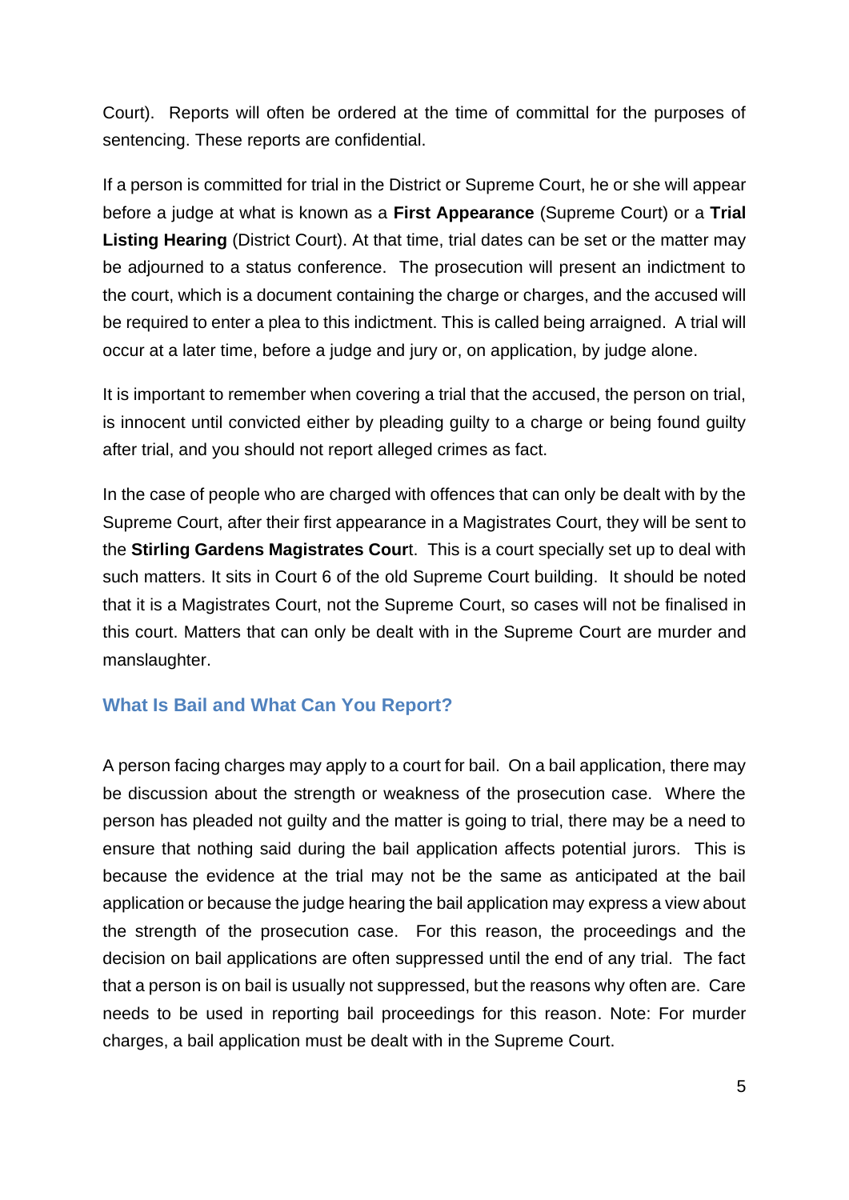Court). Reports will often be ordered at the time of committal for the purposes of sentencing. These reports are confidential.

If a person is committed for trial in the District or Supreme Court, he or she will appear before a judge at what is known as a **First Appearance** (Supreme Court) or a **Trial Listing Hearing** (District Court). At that time, trial dates can be set or the matter may be adjourned to a status conference. The prosecution will present an indictment to the court, which is a document containing the charge or charges, and the accused will be required to enter a plea to this indictment. This is called being arraigned. A trial will occur at a later time, before a judge and jury or, on application, by judge alone.

It is important to remember when covering a trial that the accused, the person on trial, is innocent until convicted either by pleading guilty to a charge or being found guilty after trial, and you should not report alleged crimes as fact.

In the case of people who are charged with offences that can only be dealt with by the Supreme Court, after their first appearance in a Magistrates Court, they will be sent to the **Stirling Gardens Magistrates Cour**t. This is a court specially set up to deal with such matters. It sits in Court 6 of the old Supreme Court building. It should be noted that it is a Magistrates Court, not the Supreme Court, so cases will not be finalised in this court. Matters that can only be dealt with in the Supreme Court are murder and manslaughter.

## What Is Bail and What Can You Report?

A person facing charges may apply to a court for bail. On a bail application, there may be discussion about the strength or weakness of the prosecution case. Where the person has pleaded not guilty and the matter is going to trial, there may be a need to ensure that nothing said during the bail application affects potential jurors. This is because the evidence at the trial may not be the same as anticipated at the bail application or because the judge hearing the bail application may express a view about the strength of the prosecution case. For this reason, the proceedings and the decision on bail applications are often suppressed until the end of any trial. The fact that a person is on bail is usually not suppressed, but the reasons why often are. Care needs to be used in reporting bail proceedings for this reason. Note: For murder charges, a bail application must be dealt with in the Supreme Court.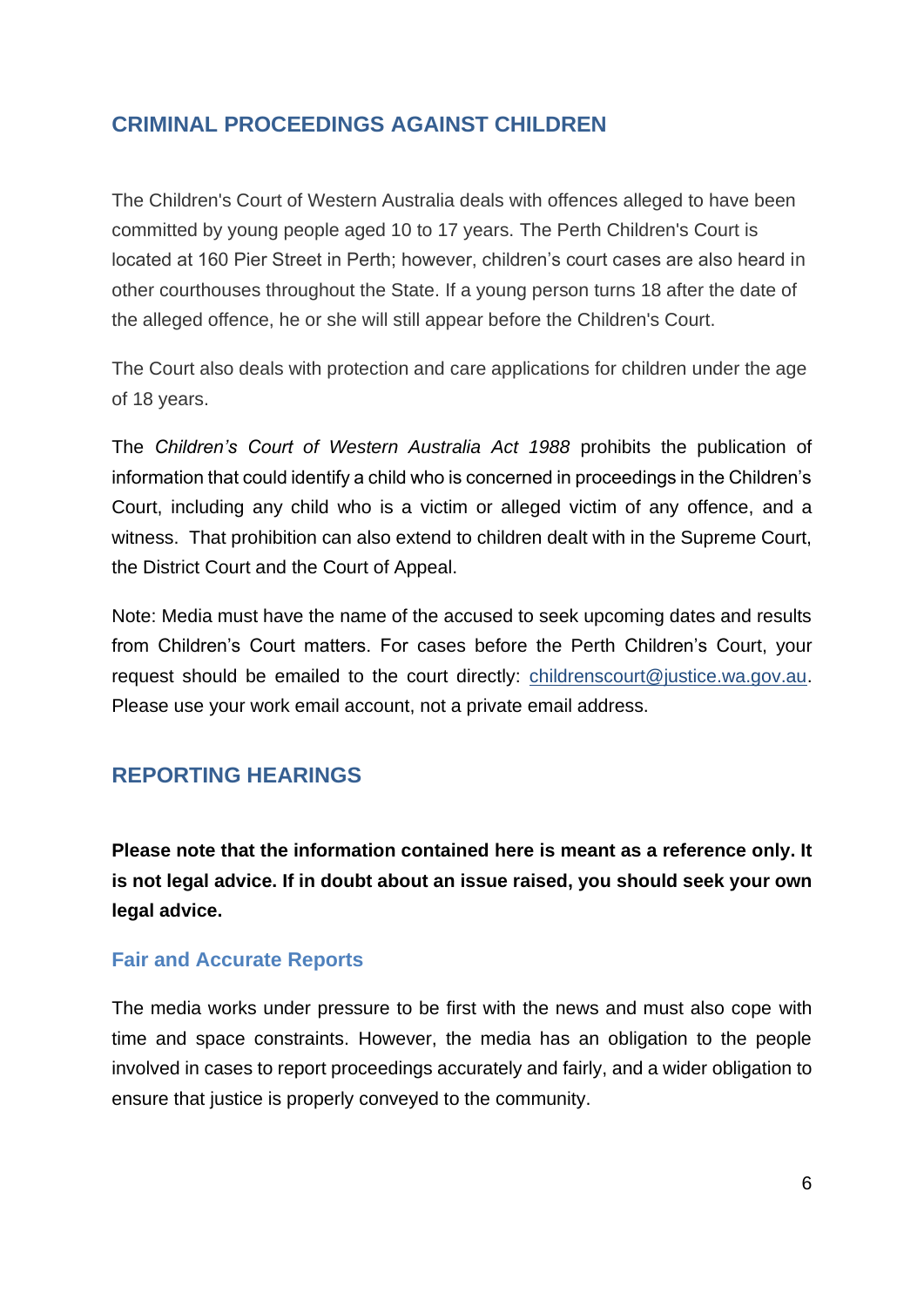## CRIMINAL PROCEEDINGS AGAINST CHILDREN

The Children's Court of Western Australia deals with offences alleged to have been committed by young people aged 10 to 17 years. The Perth Children's Court is located at 160 Pier Street in Perth; however, children's court cases are also heard in other courthouses throughout the State. If a young person turns 18 after the date of the alleged offence, he or she will still appear before the Children's Court.

The Court also deals with protection and care applications for children under the age of 18 years.

The *Children's Court of Western Australia Act 1988* prohibits the publication of information that could identify a child who is concerned in proceedings in the Children's Court, including any child who is a victim or alleged victim of any offence, and a witness. That prohibition can also extend to children dealt with in the Supreme Court, the District Court and the Court of Appeal.

Note: Media must have the name of the accused to seek upcoming dates and results from Children's Court matters. For cases before the Perth Children's Court, your request should be emailed to the court directly: childrenscourt@justice.wa.gov.au. Please use your work email account, not a private email address.

## REPORTING HEARINGS

**Please note that the information contained here is meant as a reference only. It is not legal advice. If in doubt about an issue raised, you should seek your own legal advice.**

### Fair and Accurate Reports

The media works under pressure to be first with the news and must also cope with time and space constraints. However, the media has an obligation to the people involved in cases to report proceedings accurately and fairly, and a wider obligation to ensure that justice is properly conveyed to the community.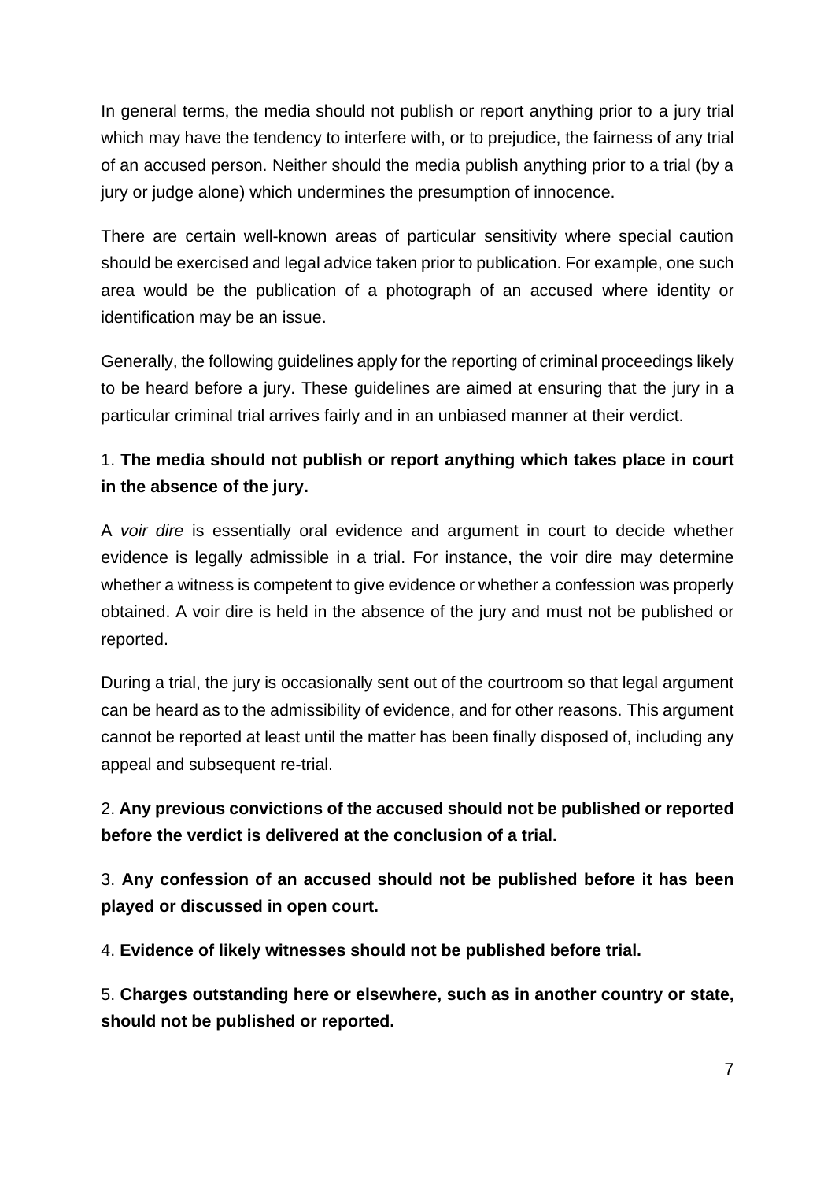In general terms, the media should not publish or report anything prior to a jury trial which may have the tendency to interfere with, or to prejudice, the fairness of any trial of an accused person. Neither should the media publish anything prior to a trial (by a jury or judge alone) which undermines the presumption of innocence.

There are certain well-known areas of particular sensitivity where special caution should be exercised and legal advice taken prior to publication. For example, one such area would be the publication of a photograph of an accused where identity or identification may be an issue.

Generally, the following guidelines apply for the reporting of criminal proceedings likely to be heard before a jury. These guidelines are aimed at ensuring that the jury in a particular criminal trial arrives fairly and in an unbiased manner at their verdict.

1. **The media should not publish or report anything which takes place in court in the absence of the jury.**

A *voir dire* is essentially oral evidence and argument in court to decide whether evidence is legally admissible in a trial. For instance, the voir dire may determine whether a witness is competent to give evidence or whether a confession was properly obtained. A voir dire is held in the absence of the jury and must not be published or reported.

During a trial, the jury is occasionally sent out of the courtroom so that legal argument can be heard as to the admissibility of evidence, and for other reasons. This argument cannot be reported at least until the matter has been finally disposed of, including any appeal and subsequent re-trial.

2. **Any previous convictions of the accused should not be published or reported before the verdict is delivered at the conclusion of a trial.**

3. **Any confession of an accused should not be published before it has been played or discussed in open court.**

4. **Evidence of likely witnesses should not be published before trial.**

5. **Charges outstanding here or elsewhere, such as in another country or state, should not be published or reported.**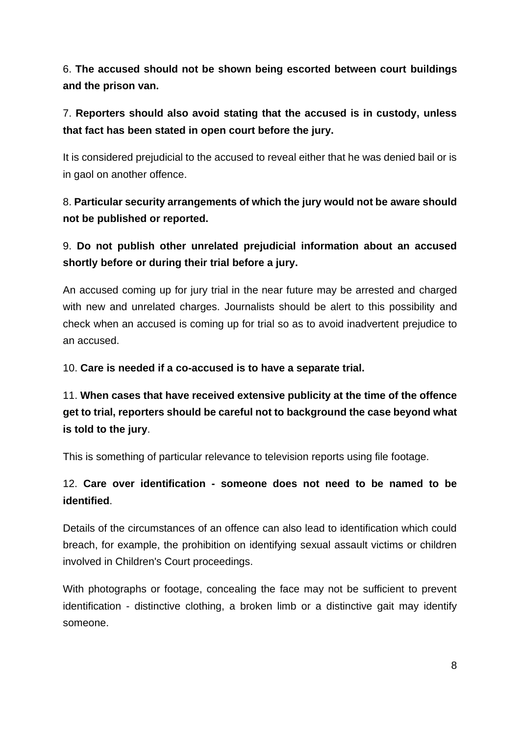6. **The accused should not be shown being escorted between court buildings and the prison van.**

7. **Reporters should also avoid stating that the accused is in custody, unless that fact has been stated in open court before the jury.**

It is considered prejudicial to the accused to reveal either that he was denied bail or is in gaol on another offence.

8. **Particular security arrangements of which the jury would not be aware should not be published or reported.**

9. **Do not publish other unrelated prejudicial information about an accused shortly before or during their trial before a jury.**

An accused coming up for jury trial in the near future may be arrested and charged with new and unrelated charges. Journalists should be alert to this possibility and check when an accused is coming up for trial so as to avoid inadvertent prejudice to an accused.

10. **Care is needed if a co-accused is to have a separate trial.**

11. **When cases that have received extensive publicity at the time of the offence get to trial, reporters should be careful not to background the case beyond what is told to the jury**.

This is something of particular relevance to television reports using file footage.

12. **Care over identification - someone does not need to be named to be identified**.

Details of the circumstances of an offence can also lead to identification which could breach, for example, the prohibition on identifying sexual assault victims or children involved in Children's Court proceedings.

With photographs or footage, concealing the face may not be sufficient to prevent identification - distinctive clothing, a broken limb or a distinctive gait may identify someone.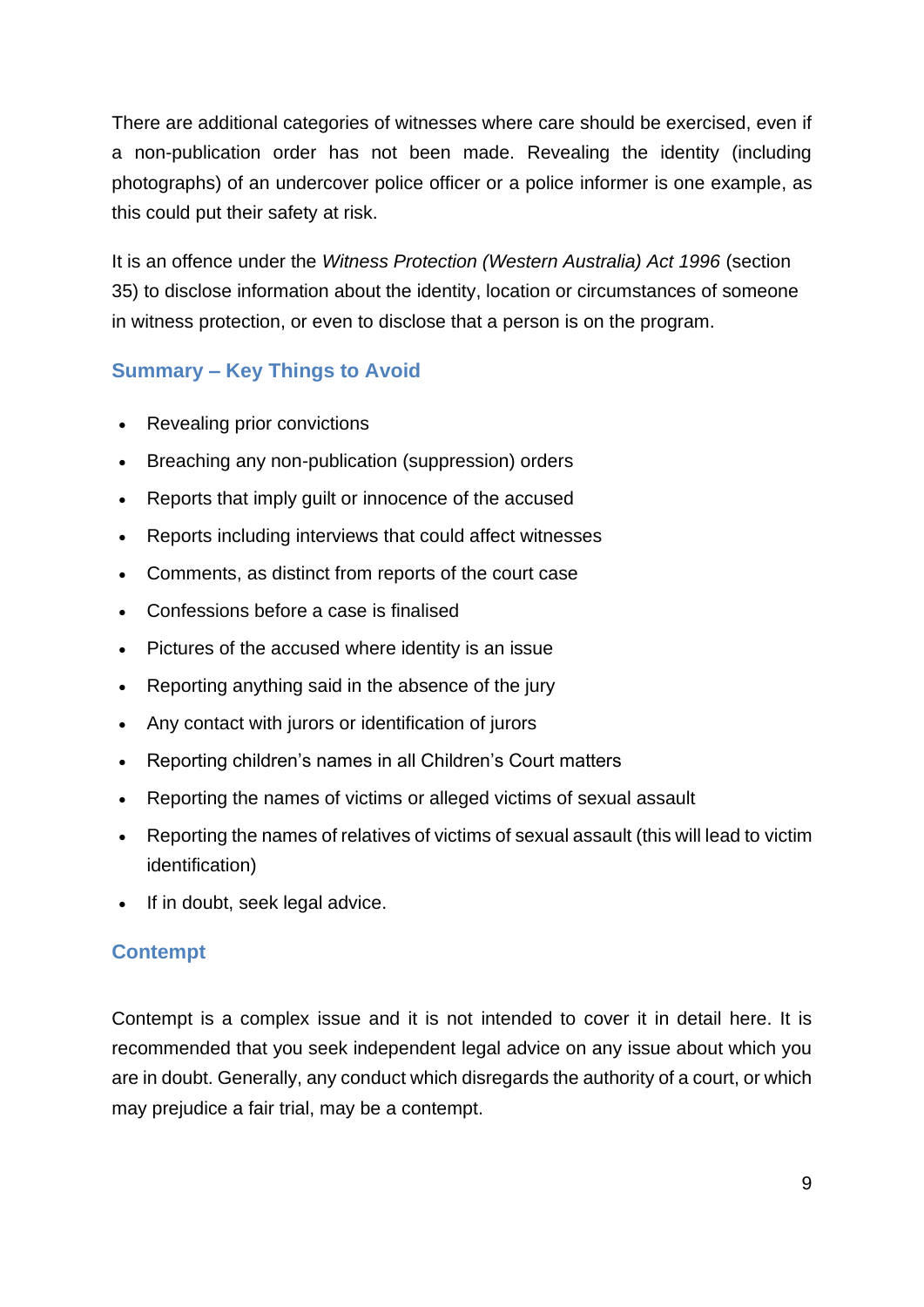There are additional categories of witnesses where care should be exercised, even if a non-publication order has not been made. Revealing the identity (including photographs) of an undercover police officer or a police informer is one example, as this could put their safety at risk.

It is an offence under the *Witness Protection (Western Australia) Act 1996* (section 35) to disclose information about the identity, location or circumstances of someone in witness protection, or even to disclose that a person is on the program.

## Summary – Key Things to Avoid

- Revealing prior convictions
- Breaching any non-publication (suppression) orders
- Reports that imply guilt or innocence of the accused
- Reports including interviews that could affect witnesses
- Comments, as distinct from reports of the court case
- Confessions before a case is finalised
- Pictures of the accused where identity is an issue
- Reporting anything said in the absence of the jury
- Any contact with jurors or identification of jurors
- Reporting children's names in all Children's Court matters
- Reporting the names of victims or alleged victims of sexual assault
- Reporting the names of relatives of victims of sexual assault (this will lead to victim identification)
- If in doubt, seek legal advice.

## Contempt

Contempt is a complex issue and it is not intended to cover it in detail here. It is recommended that you seek independent legal advice on any issue about which you are in doubt. Generally, any conduct which disregards the authority of a court, or which may prejudice a fair trial, may be a contempt.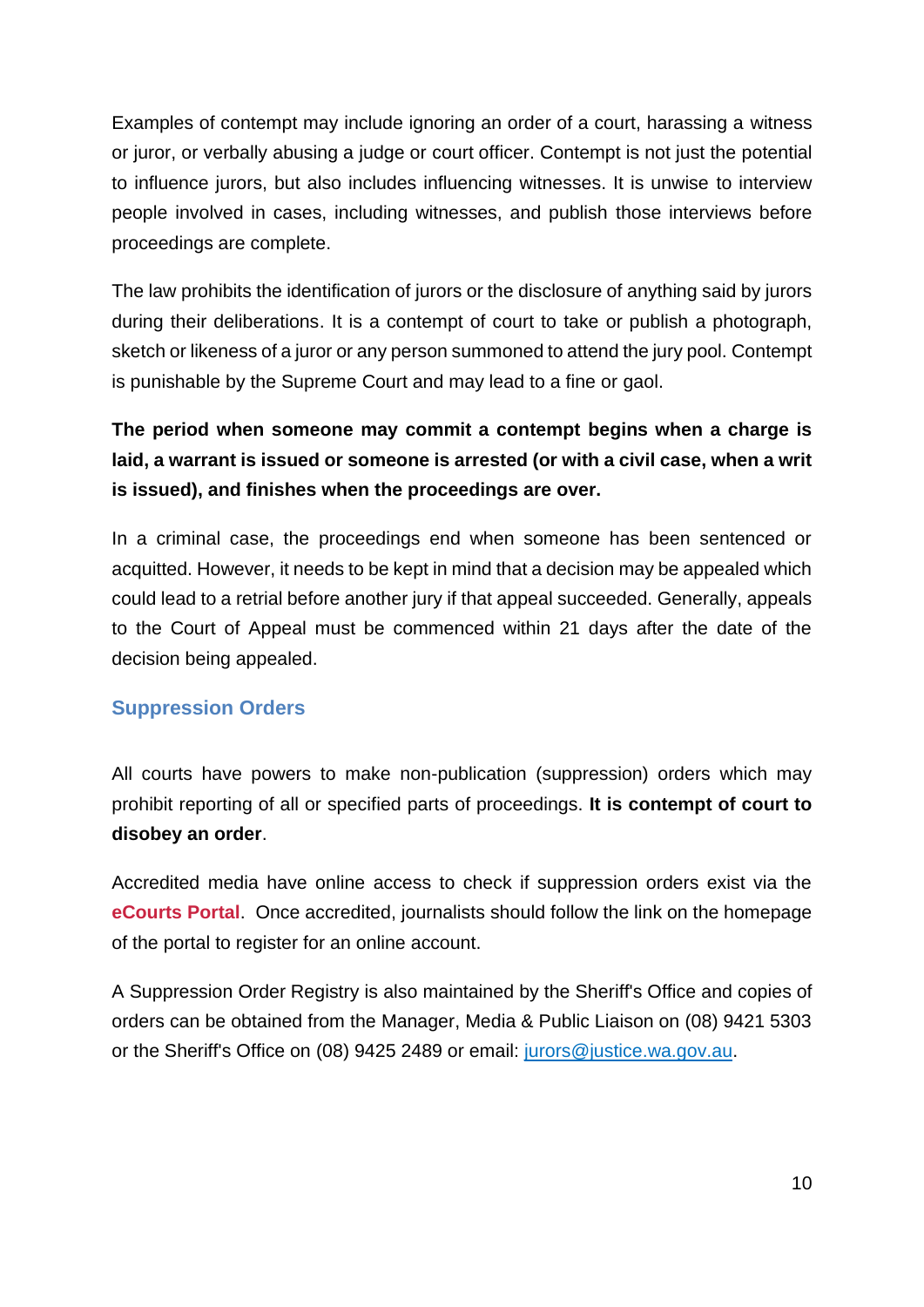Examples of contempt may include ignoring an order of a court, harassing a witness or juror, or verbally abusing a judge or court officer. Contempt is not just the potential to influence jurors, but also includes influencing witnesses. It is unwise to interview people involved in cases, including witnesses, and publish those interviews before proceedings are complete.

The law prohibits the identification of jurors or the disclosure of anything said by jurors during their deliberations. It is a contempt of court to take or publish a photograph, sketch or likeness of a juror or any person summoned to attend the jury pool. Contempt is punishable by the Supreme Court and may lead to a fine or gaol.

**The period when someone may commit a contempt begins when a charge is laid, a warrant is issued or someone is arrested (or with a civil case, when a writ is issued), and finishes when the proceedings are over.**

In a criminal case, the proceedings end when someone has been sentenced or acquitted. However, it needs to be kept in mind that a decision may be appealed which could lead to a retrial before another jury if that appeal succeeded. Generally, appeals to the Court of Appeal must be commenced within 21 days after the date of the decision being appealed.

## Suppression Orders

All courts have powers to make non-publication (suppression) orders which may prohibit reporting of all or specified parts of proceedings. **It is contempt of court to disobey an order**.

Accredited media have online access to check if suppression orders exist via the **eCourts Portal**. Once accredited, journalists should follow the link on the homepage of the portal to register for an online account.

A Suppression Order Registry is also maintained by the Sheriff's Office and copies of orders can be obtained from the Manager, Media & Public Liaison on (08) 9421 5303 or the Sheriff's Office on (08) 9425 2489 or email: jurors@justice.wa.gov.au.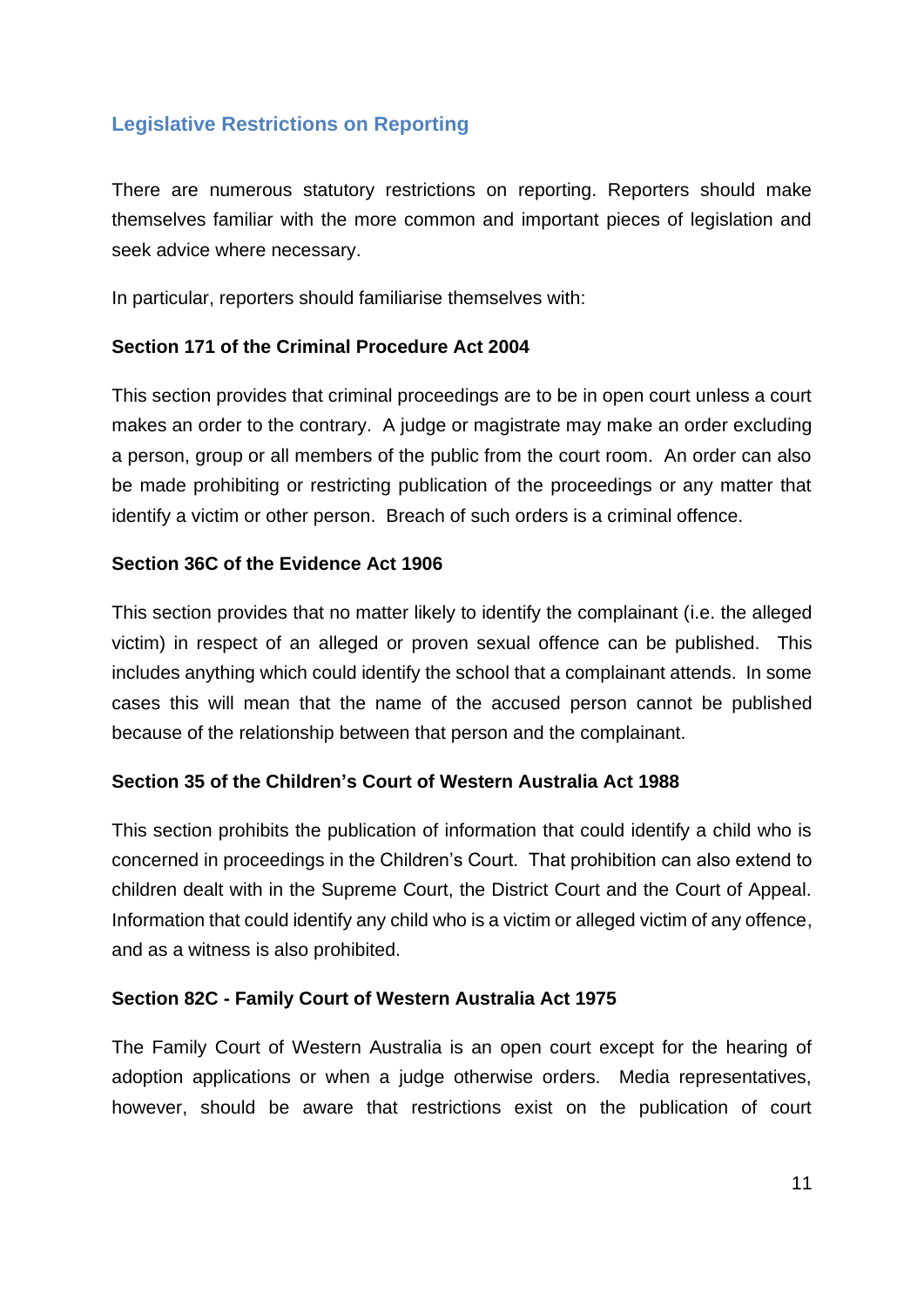## Legislative Restrictions on Reporting

There are numerous statutory restrictions on reporting. Reporters should make themselves familiar with the more common and important pieces of legislation and seek advice where necessary.

In particular, reporters should familiarise themselves with:

**Section 171 of the Criminal Procedure Act 2004**

This section provides that criminal proceedings are to be in open court unless a court makes an order to the contrary. A judge or magistrate may make an order excluding a person, group or all members of the public from the court room. An order can also be made prohibiting or restricting publication of the proceedings or any matter that identify a victim or other person. Breach of such orders is a criminal offence.

**Section 36C of the Evidence Act 1906**

This section provides that no matter likely to identify the complainant (i.e. the alleged victim) in respect of an alleged or proven sexual offence can be published. This includes anything which could identify the school that a complainant attends. In some cases this will mean that the name of the accused person cannot be published because of the relationship between that person and the complainant.

**Section 35 of the Children's Court of Western Australia Act 1988**

This section prohibits the publication of information that could identify a child who is concerned in proceedings in the Children's Court. That prohibition can also extend to children dealt with in the Supreme Court, the District Court and the Court of Appeal. Information that could identify any child who is a victim or alleged victim of any offence, and as a witness is also prohibited.

**Section 82C - Family Court of Western Australia Act 1975**

The Family Court of Western Australia is an open court except for the hearing of adoption applications or when a judge otherwise orders. Media representatives, however, should be aware that restrictions exist on the publication of court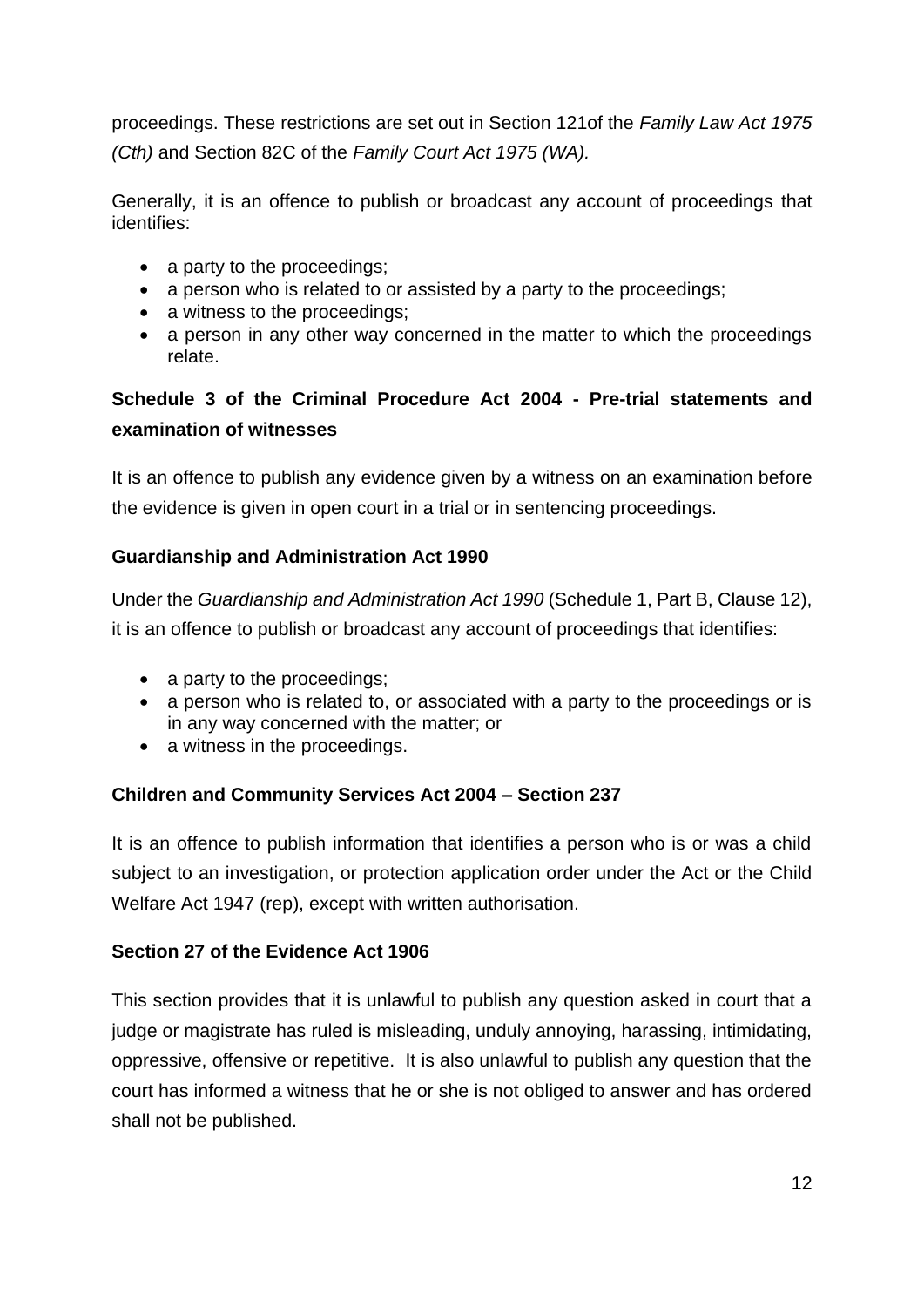proceedings. These restrictions are set out in Section 121of the *Family Law Act 1975 (Cth)* and Section 82C of the *Family Court Act 1975 (WA).*

Generally, it is an offence to publish or broadcast any account of proceedings that identifies:

- a party to the proceedings;
- a person who is related to or assisted by a party to the proceedings;
- a witness to the proceedings;
- a person in any other way concerned in the matter to which the proceedings relate.

**Schedule 3 of the Criminal Procedure Act 2004 - Pre-trial statements and examination of witnesses**

It is an offence to publish any evidence given by a witness on an examination before the evidence is given in open court in a trial or in sentencing proceedings.

**Guardianship and Administration Act 1990**

Under the *Guardianship and Administration Act 1990* (Schedule 1, Part B, Clause 12), it is an offence to publish or broadcast any account of proceedings that identifies:

- a party to the proceedings;
- a person who is related to, or associated with a party to the proceedings or is in any way concerned with the matter; or
- a witness in the proceedings.

**Children and Community Services Act 2004 – Section 237**

It is an offence to publish information that identifies a person who is or was a child subject to an investigation, or protection application order under the Act or the Child Welfare Act 1947 (rep), except with written authorisation.

**Section 27 of the Evidence Act 1906**

This section provides that it is unlawful to publish any question asked in court that a judge or magistrate has ruled is misleading, unduly annoying, harassing, intimidating, oppressive, offensive or repetitive. It is also unlawful to publish any question that the court has informed a witness that he or she is not obliged to answer and has ordered shall not be published.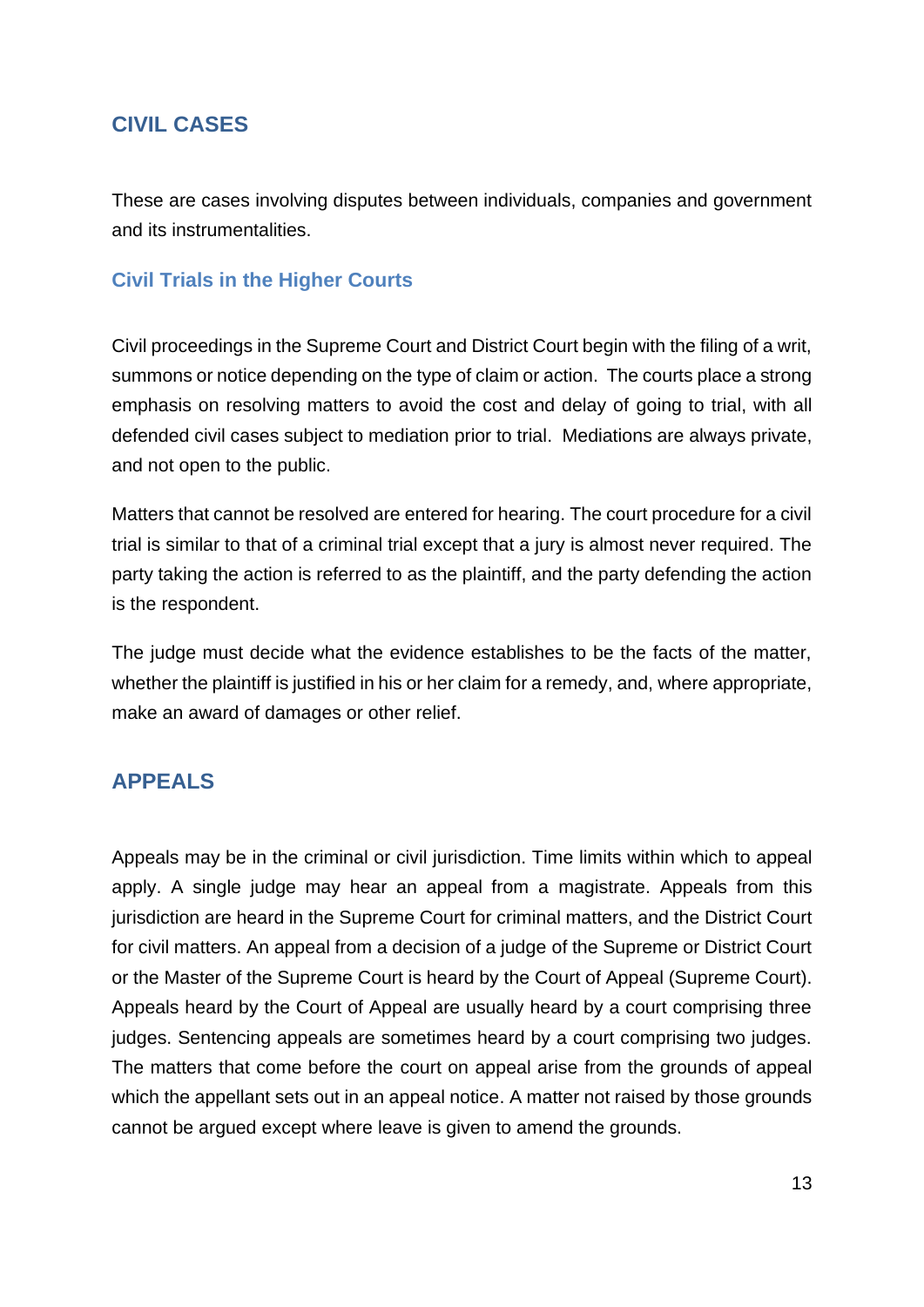## CIVIL CASES

These are cases involving disputes between individuals, companies and government and its instrumentalities.

### Civil Trials in the Higher Courts

Civil proceedings in the Supreme Court and District Court begin with the filing of a writ, summons or notice depending on the type of claim or action. The courts place a strong emphasis on resolving matters to avoid the cost and delay of going to trial, with all defended civil cases subject to mediation prior to trial. Mediations are always private, and not open to the public.

Matters that cannot be resolved are entered for hearing. The court procedure for a civil trial is similar to that of a criminal trial except that a jury is almost never required. The party taking the action is referred to as the plaintiff, and the party defending the action is the respondent.

The judge must decide what the evidence establishes to be the facts of the matter, whether the plaintiff is justified in his or her claim for a remedy, and, where appropriate, make an award of damages or other relief.

## APPEALS

Appeals may be in the criminal or civil jurisdiction. Time limits within which to appeal apply. A single judge may hear an appeal from a magistrate. Appeals from this jurisdiction are heard in the Supreme Court for criminal matters, and the District Court for civil matters. An appeal from a decision of a judge of the Supreme or District Court or the Master of the Supreme Court is heard by the Court of Appeal (Supreme Court). Appeals heard by the Court of Appeal are usually heard by a court comprising three judges. Sentencing appeals are sometimes heard by a court comprising two judges. The matters that come before the court on appeal arise from the grounds of appeal which the appellant sets out in an appeal notice. A matter not raised by those grounds cannot be argued except where leave is given to amend the grounds.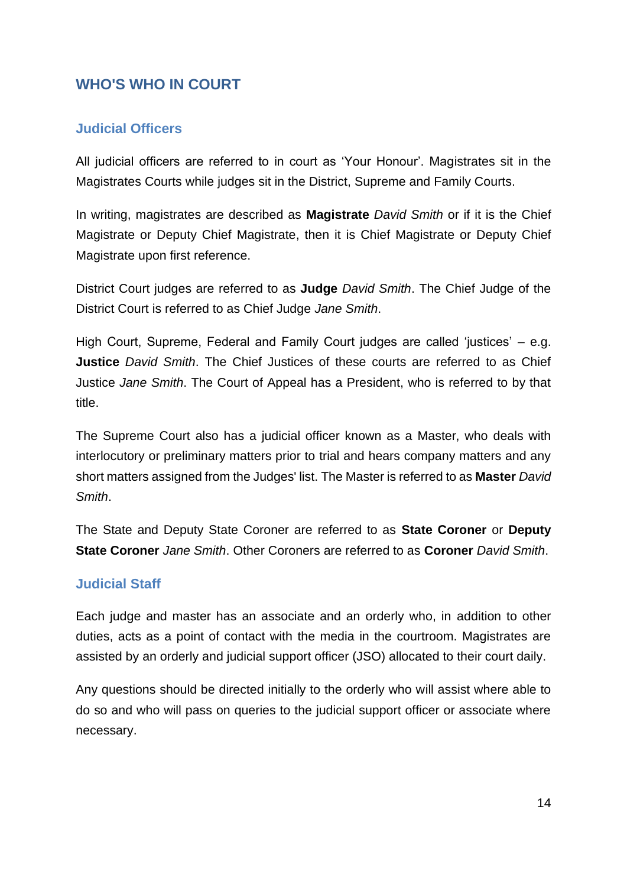# WHO'S WHO IN COURT

## Judicial Officers

All judicial officers are referred to in court as 'Your Honour'. Magistrates sit in the Magistrates Courts while judges sit in the District, Supreme and Family Courts.

In writing, magistrates are described as **Magistrate** *David Smith* or if it is the Chief Magistrate or Deputy Chief Magistrate, then it is Chief Magistrate or Deputy Chief Magistrate upon first reference.

District Court judges are referred to as **Judge** *David Smith*. The Chief Judge of the District Court is referred to as Chief Judge *Jane Smith*.

High Court, Supreme, Federal and Family Court judges are called 'justices' – e.g. **Justice** *David Smith*. The Chief Justices of these courts are referred to as Chief Justice *Jane Smith*. The Court of Appeal has a President, who is referred to by that title.

The Supreme Court also has a judicial officer known as a Master, who deals with interlocutory or preliminary matters prior to trial and hears company matters and any short matters assigned from the Judges' list. The Master is referred to as **Master** *David Smith*.

The State and Deputy State Coroner are referred to as **State Coroner** or **Deputy State Coroner** *Jane Smith*. Other Coroners are referred to as **Coroner** *David Smith*.

## Judicial Staff

Each judge and master has an associate and an orderly who, in addition to other duties, acts as a point of contact with the media in the courtroom. Magistrates are assisted by an orderly and judicial support officer (JSO) allocated to their court daily.

Any questions should be directed initially to the orderly who will assist where able to do so and who will pass on queries to the judicial support officer or associate where necessary.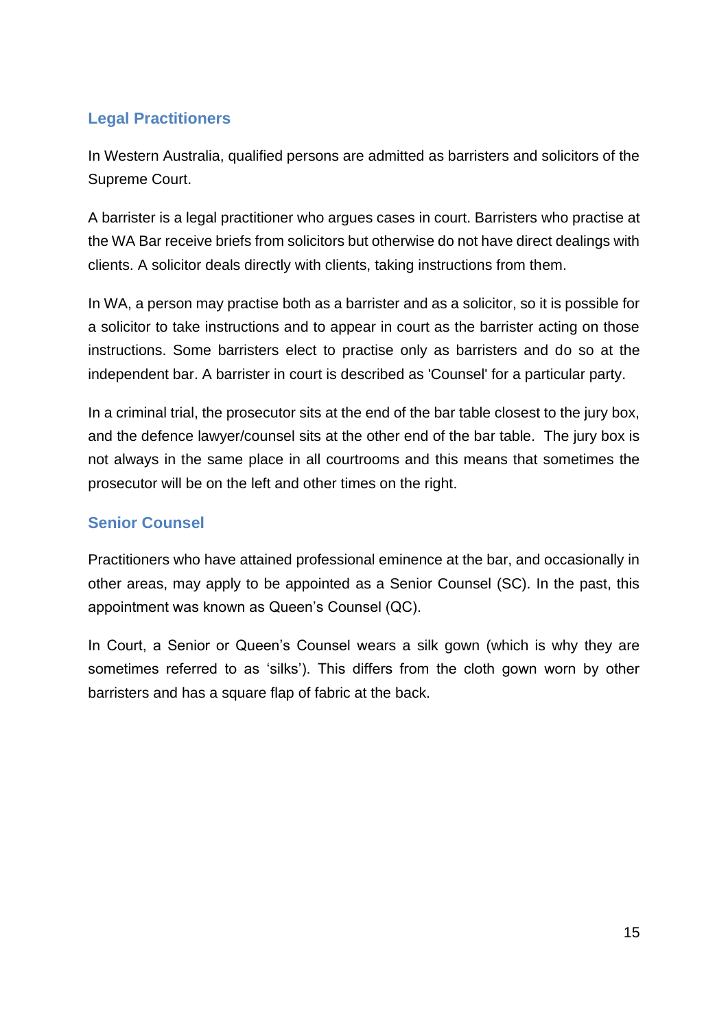## Legal Practitioners

In Western Australia, qualified persons are admitted as barristers and solicitors of the Supreme Court.

A barrister is a legal practitioner who argues cases in court. Barristers who practise at the WA Bar receive briefs from solicitors but otherwise do not have direct dealings with clients. A solicitor deals directly with clients, taking instructions from them.

In WA, a person may practise both as a barrister and as a solicitor, so it is possible for a solicitor to take instructions and to appear in court as the barrister acting on those instructions. Some barristers elect to practise only as barristers and do so at the independent bar. A barrister in court is described as 'Counsel' for a particular party.

In a criminal trial, the prosecutor sits at the end of the bar table closest to the jury box, and the defence lawyer/counsel sits at the other end of the bar table. The jury box is not always in the same place in all courtrooms and this means that sometimes the prosecutor will be on the left and other times on the right.

## Senior Counsel

Practitioners who have attained professional eminence at the bar, and occasionally in other areas, may apply to be appointed as a Senior Counsel (SC). In the past, this appointment was known as Queen's Counsel (QC).

In Court, a Senior or Queen's Counsel wears a silk gown (which is why they are sometimes referred to as 'silks'). This differs from the cloth gown worn by other barristers and has a square flap of fabric at the back.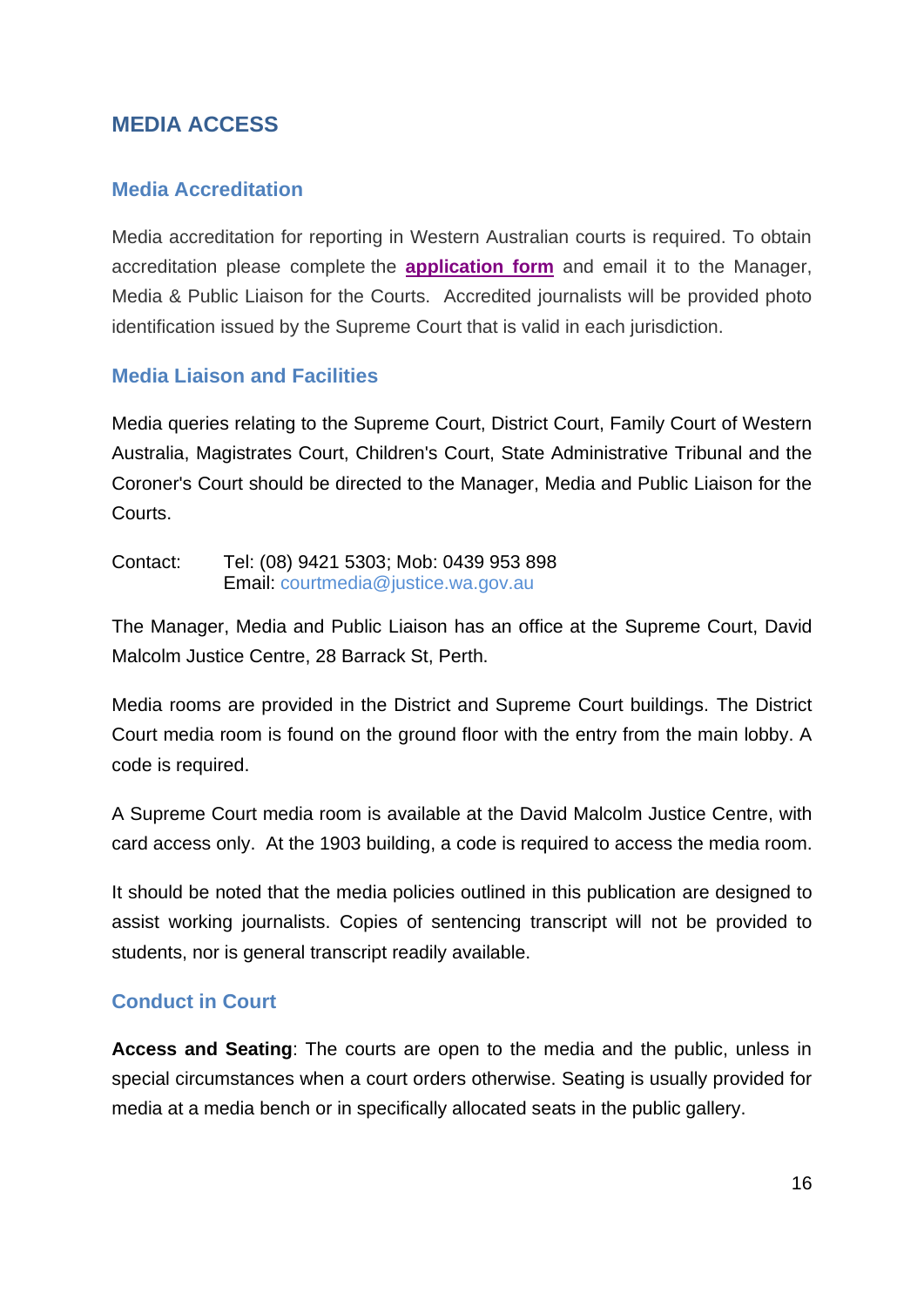## MEDIA ACCESS

### Media Accreditation

Media accreditation for reporting in Western Australian courts is required. To obtain accreditation please complete the **application form** and email it to the Manager, Media & Public Liaison for the Courts. Accredited journalists will be provided photo identification issued by the Supreme Court that is valid in each jurisdiction.

### Media Liaison and Facilities

Media queries relating to the Supreme Court, District Court, Family Court of Western Australia, Magistrates Court, Children's Court, State Administrative Tribunal and the Coroner's Court should be directed to the Manager, Media and Public Liaison for the Courts.

Contact: Tel: (08) 9421 5303; Mob: 0439 953 898
Email: courtmedia@justice.wa.gov.au

The Manager, Media and Public Liaison has an office at the Supreme Court, David Malcolm Justice Centre, 28 Barrack St, Perth.

Media rooms are provided in the District and Supreme Court buildings. The District Court media room is found on the ground floor with the entry from the main lobby. A code is required.

A Supreme Court media room is available at the David Malcolm Justice Centre, with card access only. At the 1903 building, a code is required to access the media room.

It should be noted that the media policies outlined in this publication are designed to assist working journalists. Copies of sentencing transcript will not be provided to students, nor is general transcript readily available.

### Conduct in Court

**Access and Seating**: The courts are open to the media and the public, unless in special circumstances when a court orders otherwise. Seating is usually provided for media at a media bench or in specifically allocated seats in the public gallery.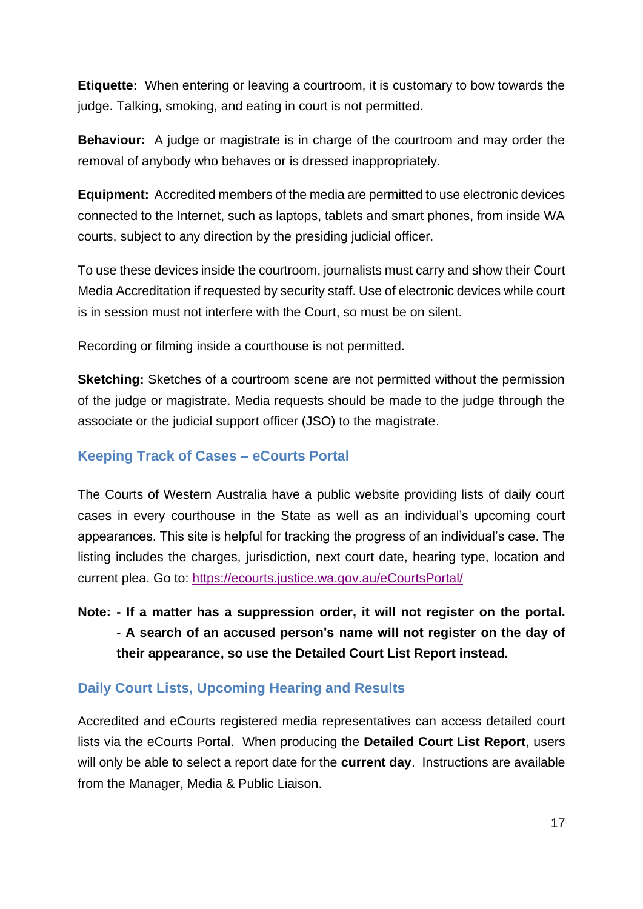**Etiquette:** When entering or leaving a courtroom, it is customary to bow towards the judge. Talking, smoking, and eating in court is not permitted.

**Behaviour:** A judge or magistrate is in charge of the courtroom and may order the removal of anybody who behaves or is dressed inappropriately.

**Equipment:** Accredited members of the media are permitted to use electronic devices connected to the Internet, such as laptops, tablets and smart phones, from inside WA courts, subject to any direction by the presiding judicial officer.

To use these devices inside the courtroom, journalists must carry and show their Court Media Accreditation if requested by security staff. Use of electronic devices while court is in session must not interfere with the Court, so must be on silent.

Recording or filming inside a courthouse is not permitted.

**Sketching:** Sketches of a courtroom scene are not permitted without the permission of the judge or magistrate. Media requests should be made to the judge through the associate or the judicial support officer (JSO) to the magistrate.

## Keeping Track of Cases – eCourts Portal

The Courts of Western Australia have a public website providing lists of daily court cases in every courthouse in the State as well as an individual's upcoming court appearances. This site is helpful for tracking the progress of an individual's case. The listing includes the charges, jurisdiction, next court date, hearing type, location and current plea. Go to: [https://ecourts.justice.wa.gov.au/eCourtsPortal/](https://ecourts.justice.wa.gov.au/eCourtsPortal/)

**Note: - If a matter has a suppression order, it will not register on the portal.**
**- A search of an accused person's name will not register on the day of their appearance, so use the Detailed Court List Report instead.**

## Daily Court Lists, Upcoming Hearing and Results

Accredited and eCourts registered media representatives can access detailed court lists via the eCourts Portal. When producing the **Detailed Court List Report**, users will only be able to select a report date for the **current day**. Instructions are available from the Manager, Media & Public Liaison.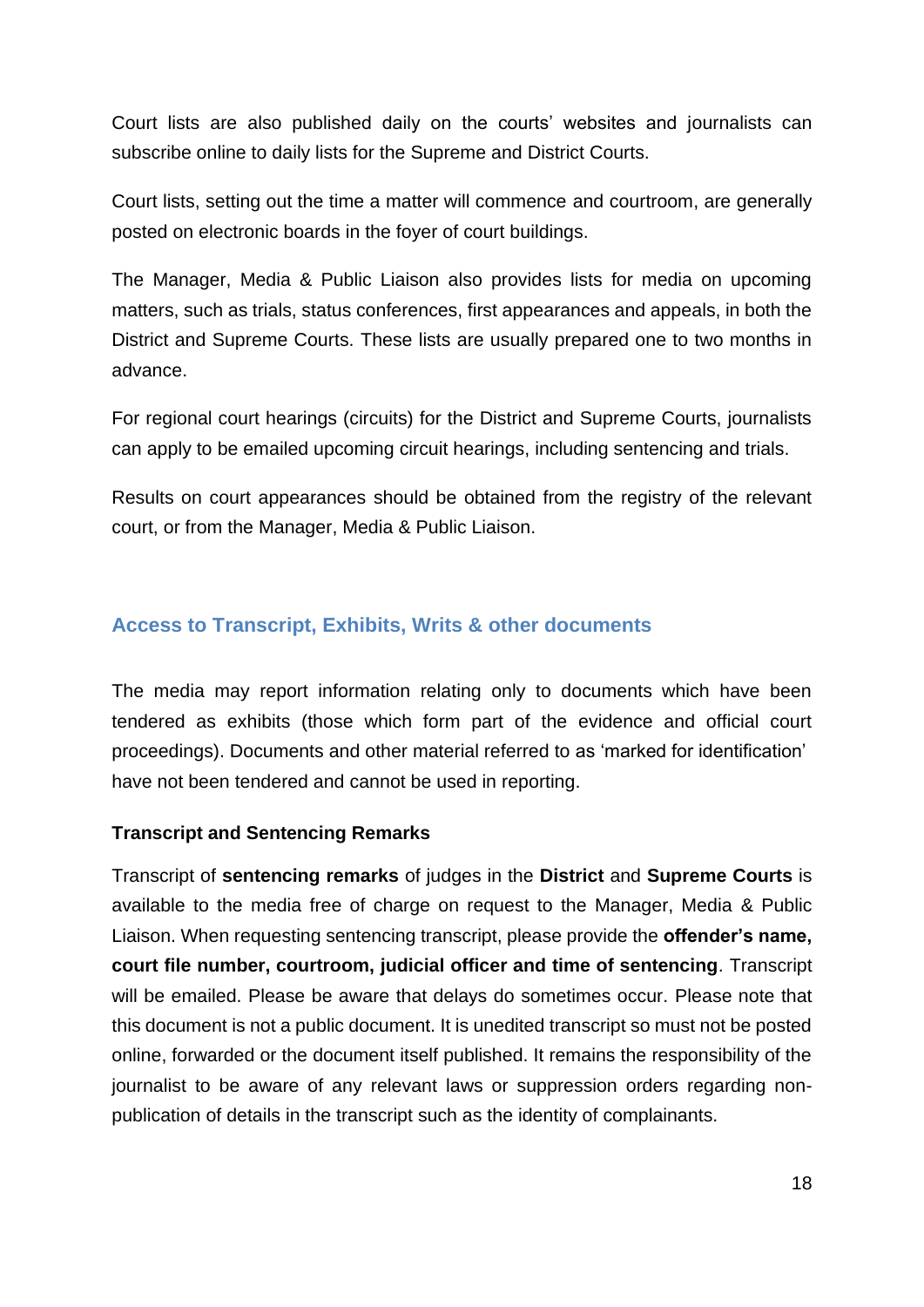Court lists are also published daily on the courts' websites and journalists can subscribe online to daily lists for the Supreme and District Courts.

Court lists, setting out the time a matter will commence and courtroom, are generally posted on electronic boards in the foyer of court buildings.

The Manager, Media & Public Liaison also provides lists for media on upcoming matters, such as trials, status conferences, first appearances and appeals, in both the District and Supreme Courts. These lists are usually prepared one to two months in advance.

For regional court hearings (circuits) for the District and Supreme Courts, journalists can apply to be emailed upcoming circuit hearings, including sentencing and trials.

Results on court appearances should be obtained from the registry of the relevant court, or from the Manager, Media & Public Liaison.

## Access to Transcript, Exhibits, Writs & other documents

The media may report information relating only to documents which have been tendered as exhibits (those which form part of the evidence and official court proceedings). Documents and other material referred to as 'marked for identification' have not been tendered and cannot be used in reporting.

### Transcript and Sentencing Remarks

Transcript of **sentencing remarks** of judges in the **District** and **Supreme Courts** is available to the media free of charge on request to the Manager, Media & Public Liaison. When requesting sentencing transcript, please provide the **offender's name, court file number, courtroom, judicial officer and time of sentencing**. Transcript will be emailed. Please be aware that delays do sometimes occur. Please note that this document is not a public document. It is unedited transcript so must not be posted online, forwarded or the document itself published. It remains the responsibility of the journalist to be aware of any relevant laws or suppression orders regarding non-publication of details in the transcript such as the identity of complainants.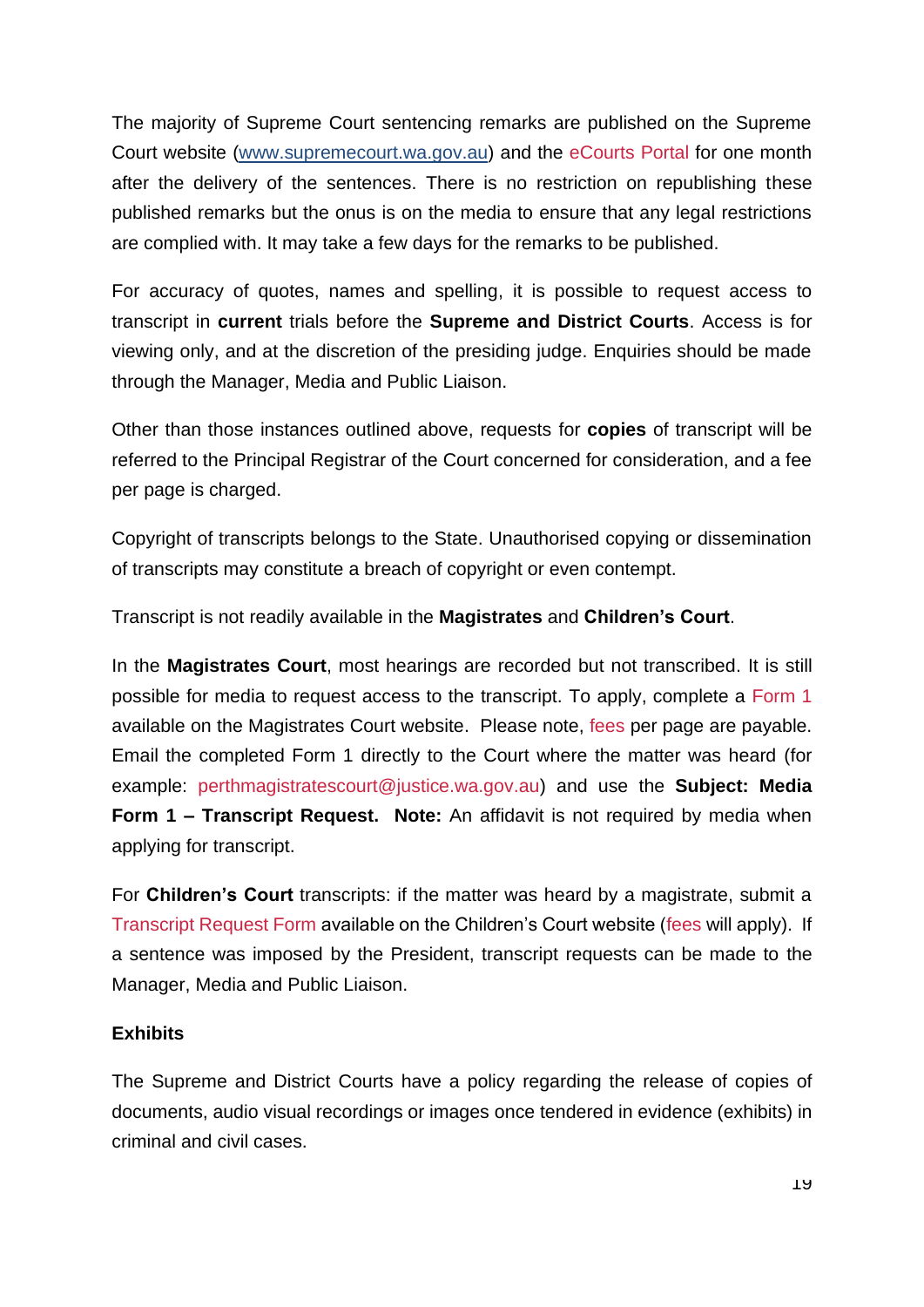The majority of Supreme Court sentencing remarks are published on the Supreme Court website (www.supremecourt.wa.gov.au) and the eCourts Portal for one month after the delivery of the sentences. There is no restriction on republishing these published remarks but the onus is on the media to ensure that any legal restrictions are complied with. It may take a few days for the remarks to be published.

For accuracy of quotes, names and spelling, it is possible to request access to transcript in **current** trials before the **Supreme and District Courts**. Access is for viewing only, and at the discretion of the presiding judge. Enquiries should be made through the Manager, Media and Public Liaison.

Other than those instances outlined above, requests for **copies** of transcript will be referred to the Principal Registrar of the Court concerned for consideration, and a fee per page is charged.

Copyright of transcripts belongs to the State. Unauthorised copying or dissemination of transcripts may constitute a breach of copyright or even contempt.

Transcript is not readily available in the **Magistrates** and **Children's Court**.

In the **Magistrates Court**, most hearings are recorded but not transcribed. It is still possible for media to request access to the transcript. To apply, complete a Form 1 available on the Magistrates Court website. Please note, fees per page are payable. Email the completed Form 1 directly to the Court where the matter was heard (for example: perthmagistratescourt@justice.wa.gov.au) and use the **Subject: Media Form 1 – Transcript Request. Note:** An affidavit is not required by media when applying for transcript.

For **Children's Court** transcripts: if the matter was heard by a magistrate, submit a Transcript Request Form available on the Children's Court website (fees will apply). If a sentence was imposed by the President, transcript requests can be made to the Manager, Media and Public Liaison.

**Exhibits**

The Supreme and District Courts have a policy regarding the release of copies of documents, audio visual recordings or images once tendered in evidence (exhibits) in criminal and civil cases.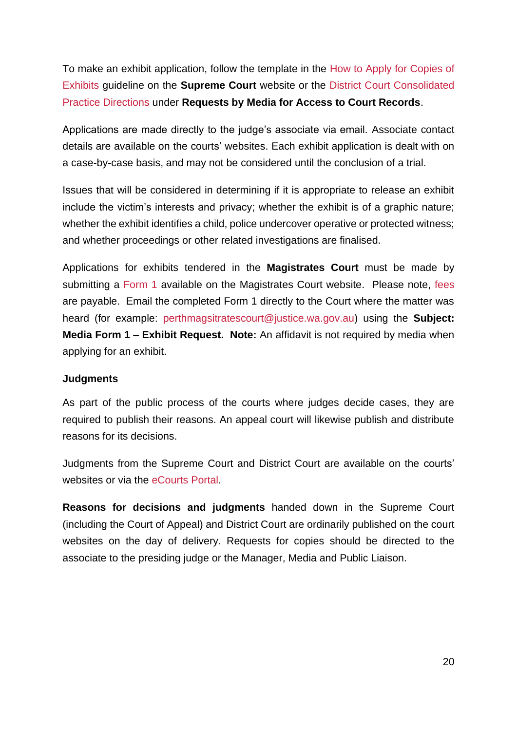To make an exhibit application, follow the template in the How to Apply for Copies of Exhibits guideline on the **Supreme Court** website or the District Court Consolidated Practice Directions under **Requests by Media for Access to Court Records**.

Applications are made directly to the judge's associate via email. Associate contact details are available on the courts' websites. Each exhibit application is dealt with on a case-by-case basis, and may not be considered until the conclusion of a trial.

Issues that will be considered in determining if it is appropriate to release an exhibit include the victim's interests and privacy; whether the exhibit is of a graphic nature; whether the exhibit identifies a child, police undercover operative or protected witness; and whether proceedings or other related investigations are finalised.

Applications for exhibits tendered in the **Magistrates Court** must be made by submitting a Form 1 available on the Magistrates Court website. Please note, fees are payable. Email the completed Form 1 directly to the Court where the matter was heard (for example: perthmagsitratescourt@justice.wa.gov.au) using the **Subject: Media Form 1 – Exhibit Request. Note:** An affidavit is not required by media when applying for an exhibit.

**Judgments**

As part of the public process of the courts where judges decide cases, they are required to publish their reasons. An appeal court will likewise publish and distribute reasons for its decisions.

Judgments from the Supreme Court and District Court are available on the courts' websites or via the eCourts Portal.

**Reasons for decisions and judgments** handed down in the Supreme Court (including the Court of Appeal) and District Court are ordinarily published on the court websites on the day of delivery. Requests for copies should be directed to the associate to the presiding judge or the Manager, Media and Public Liaison.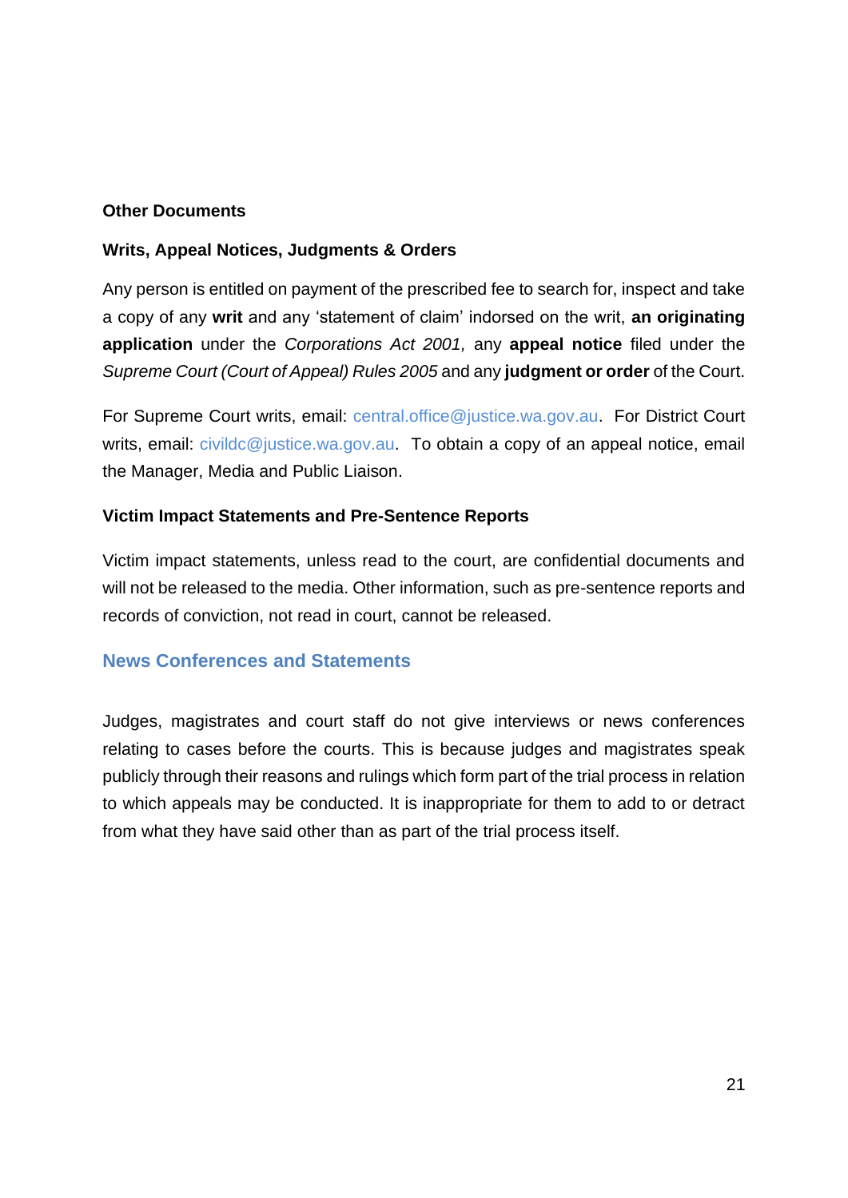### Other Documents

#### Writs, Appeal Notices, Judgments & Orders

Any person is entitled on payment of the prescribed fee to search for, inspect and take a copy of any **writ** and any 'statement of claim' indorsed on the writ, **an originating application** under the *Corporations Act 2001,* any **appeal notice** filed under the *Supreme Court (Court of Appeal) Rules 2005* and any **judgment or order** of the Court.

For Supreme Court writs, email: central.office@justice.wa.gov.au. For District Court writs, email: civildc@justice.wa.gov.au. To obtain a copy of an appeal notice, email the Manager, Media and Public Liaison.

#### Victim Impact Statements and Pre-Sentence Reports

Victim impact statements, unless read to the court, are confidential documents and will not be released to the media. Other information, such as pre-sentence reports and records of conviction, not read in court, cannot be released.

## News Conferences and Statements

Judges, magistrates and court staff do not give interviews or news conferences relating to cases before the courts. This is because judges and magistrates speak publicly through their reasons and rulings which form part of the trial process in relation to which appeals may be conducted. It is inappropriate for them to add to or detract from what they have said other than as part of the trial process itself.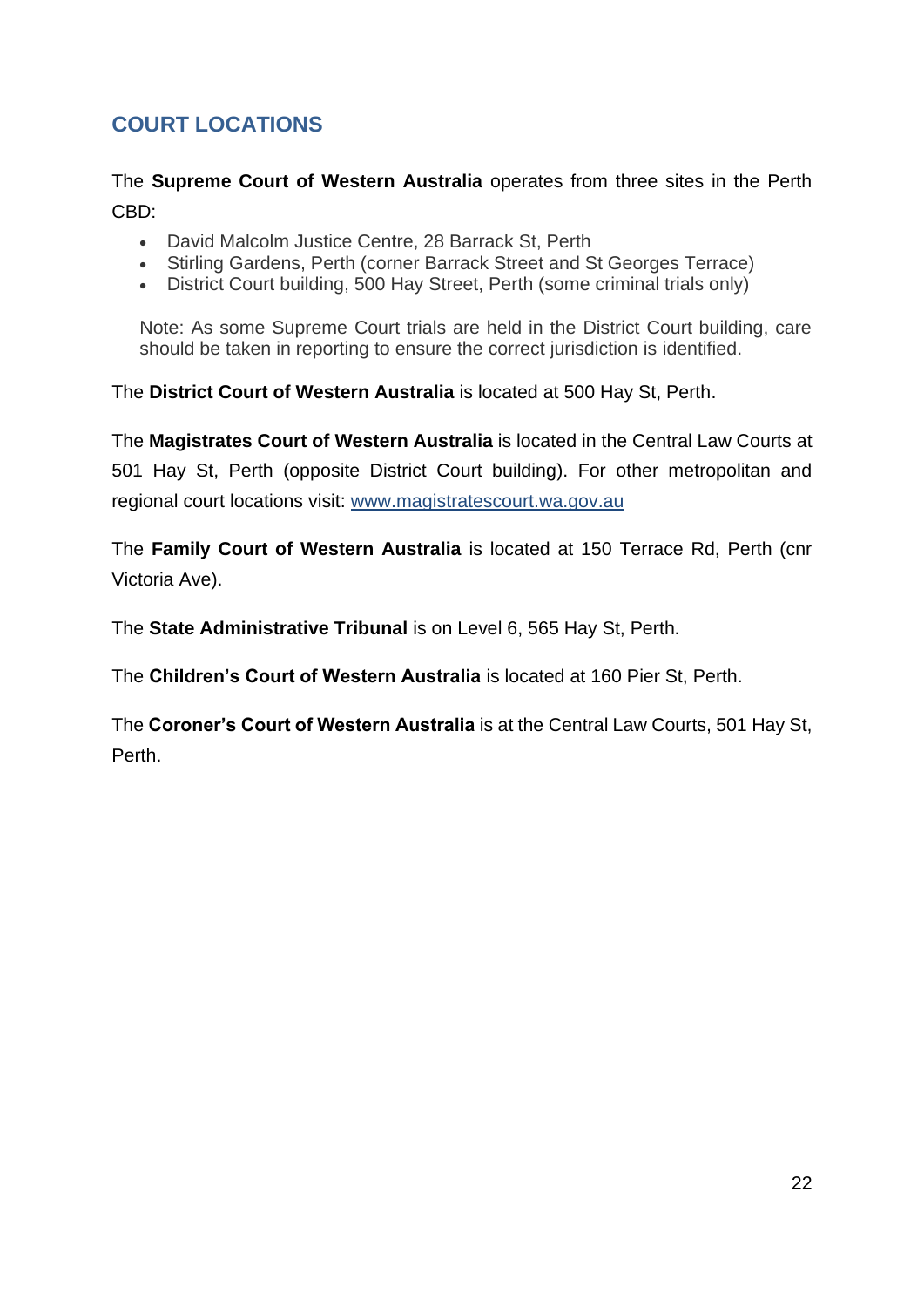## COURT LOCATIONS

The **Supreme Court of Western Australia** operates from three sites in the Perth CBD:

- David Malcolm Justice Centre, 28 Barrack St, Perth
- Stirling Gardens, Perth (corner Barrack Street and St Georges Terrace)
- District Court building, 500 Hay Street, Perth (some criminal trials only)

Note: As some Supreme Court trials are held in the District Court building, care should be taken in reporting to ensure the correct jurisdiction is identified.

The **District Court of Western Australia** is located at 500 Hay St, Perth.

The **Magistrates Court of Western Australia** is located in the Central Law Courts at 501 Hay St, Perth (opposite District Court building). For other metropolitan and regional court locations visit: [www.magistratescourt.wa.gov.au](http://www.magistratescourt.wa.gov.au)

The **Family Court of Western Australia** is located at 150 Terrace Rd, Perth (cnr Victoria Ave).

The **State Administrative Tribunal** is on Level 6, 565 Hay St, Perth.

The **Children's Court of Western Australia** is located at 160 Pier St, Perth.

The **Coroner's Court of Western Australia** is at the Central Law Courts, 501 Hay St, Perth.